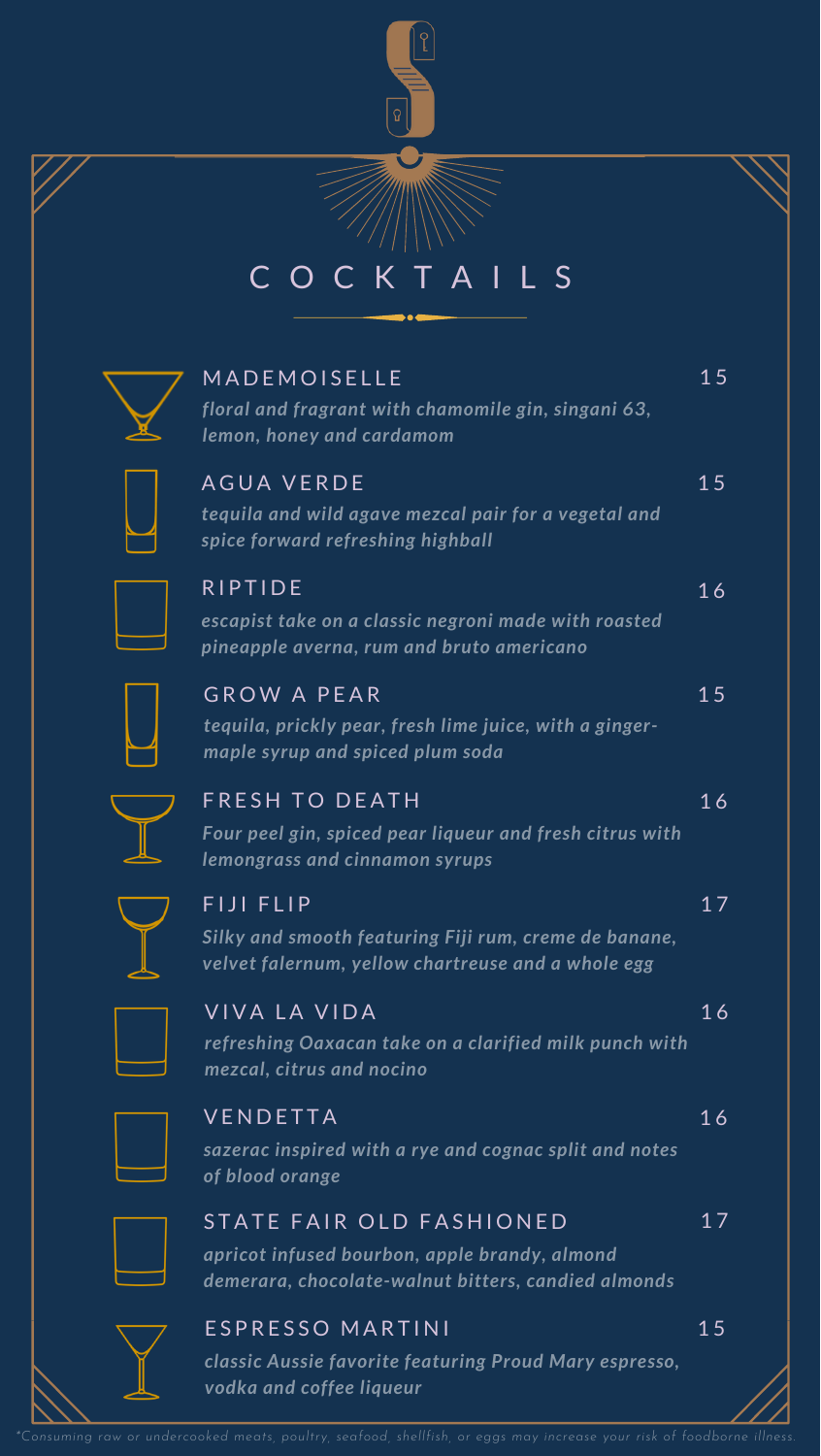# COCKTAILS

## MADEMOISELLE — 15

***floral and fragrant with chamomile gin, singani 63, lemon, honey and cardamom***

## AGUA VERDE — 15

***tequila and wild agave mezcal pair for a vegetal and spice forward refreshing highball***

## RIPTIDE — 16

***escapist take on a classic negroni made with roasted pineapple averna, rum and bruto americano***

## GROW A PEAR — 15

***tequila, prickly pear, fresh lime juice, with a ginger-maple syrup and spiced plum soda***

## FRESH TO DEATH — 16

***Four peel gin, spiced pear liqueur and fresh citrus with lemongrass and cinnamon syrups***

## FIJI FLIP — 17

***Silky and smooth featuring Fiji rum, creme de banane, velvet falernum, yellow chartreuse and a whole egg***

## VIVA LA VIDA — 16

***refreshing Oaxacan take on a clarified milk punch with mezcal, citrus and nocino***

## VENDETTA — 16

***sazerac inspired with a rye and cognac split and notes of blood orange***

## STATE FAIR OLD FASHIONED — 17

***apricot infused bourbon, apple brandy, almond demerara, chocolate-walnut bitters, candied almonds***

## ESPRESSO MARTINI — 15

***classic Aussie favorite featuring Proud Mary espresso, vodka and coffee liqueur***

*\*Consuming raw or undercooked meats, poultry, seafood, shellfish, or eggs may increase your risk of foodborne illness.*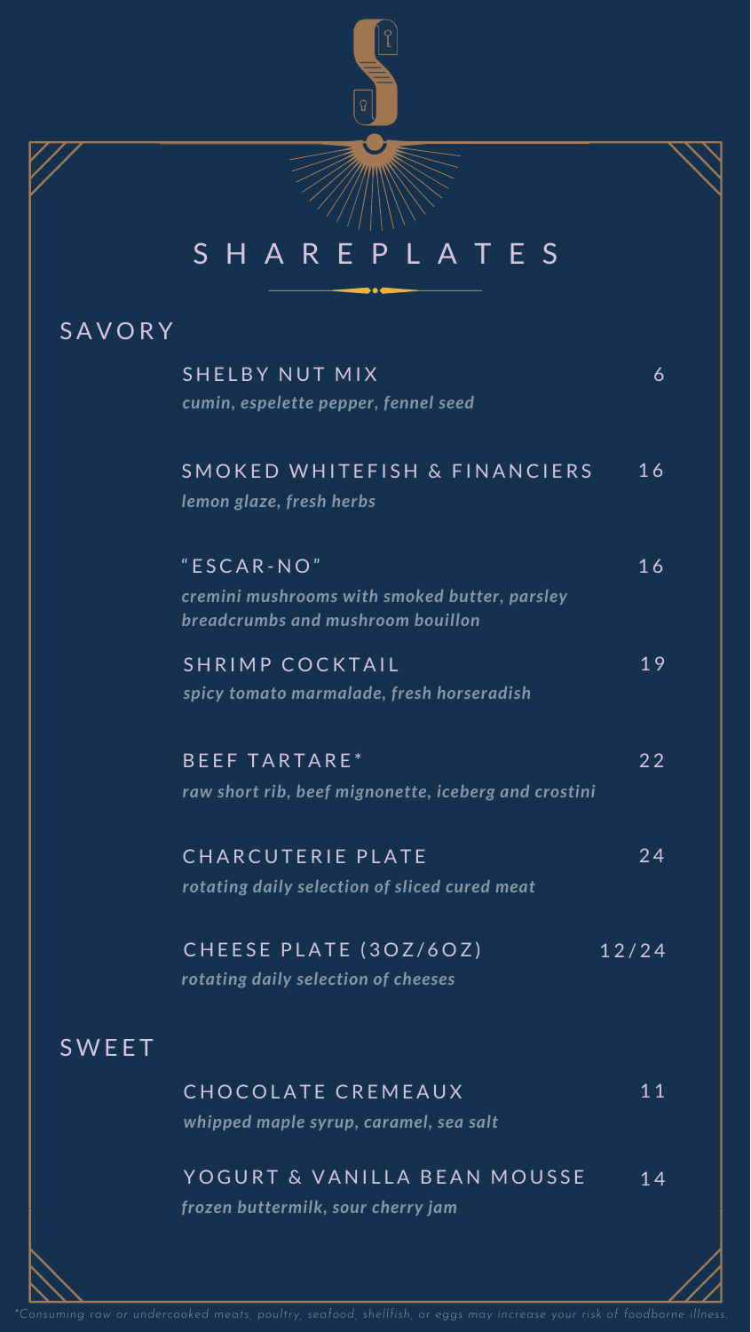# SHAREPLATES

## SAVORY

**SHELBY NUT MIX** — 6
*cumin, espelette pepper, fennel seed*

**SMOKED WHITEFISH & FINANCIERS** — 16
*lemon glaze, fresh herbs*

**"ESCAR-NO"** — 16
*cremini mushrooms with smoked butter, parsley breadcrumbs and mushroom bouillon*

**SHRIMP COCKTAIL** — 19
*spicy tomato marmalade, fresh horseradish*

**BEEF TARTARE*** — 22
*raw short rib, beef mignonette, iceberg and crostini*

**CHARCUTERIE PLATE** — 24
*rotating daily selection of sliced cured meat*

**CHEESE PLATE (3OZ/6OZ)** — 12/24
*rotating daily selection of cheeses*

## SWEET

**CHOCOLATE CREMEAUX** — 11
*whipped maple syrup, caramel, sea salt*

**YOGURT & VANILLA BEAN MOUSSE** — 14
*frozen buttermilk, sour cherry jam*

*Consuming raw or undercooked meats, poultry, seafood, shellfish, or eggs may increase your risk of foodborne illness.